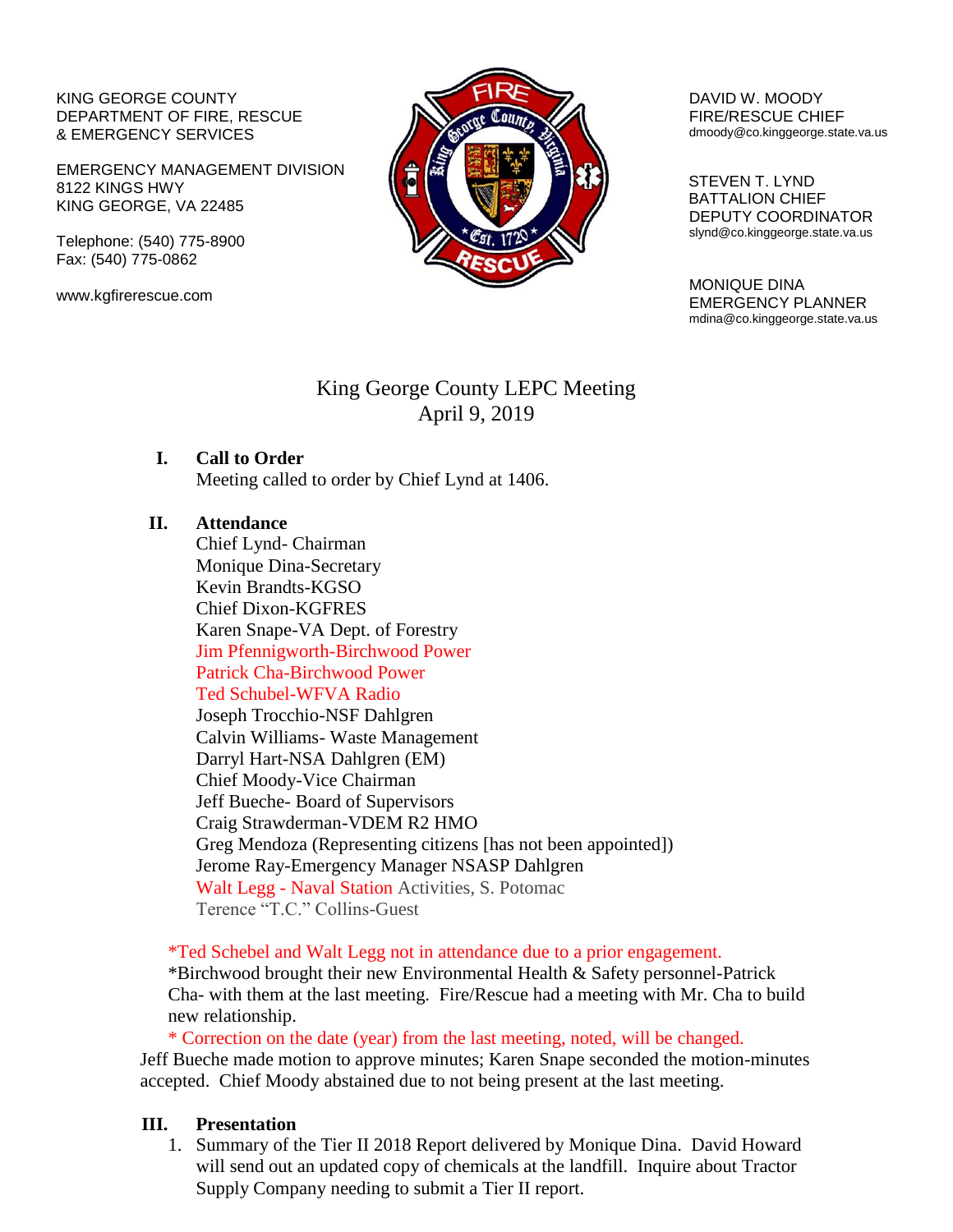KING GEORGE COUNTY
DEPARTMENT OF FIRE, RESCUE
& EMERGENCY SERVICES

EMERGENCY MANAGEMENT DIVISION
8122 KINGS HWY
KING GEORGE, VA 22485

Telephone: (540) 775-8900
Fax: (540) 775-0862

www.kgfirerescue.com

DAVID W. MOODY
FIRE/RESCUE CHIEF
dmoody@co.kinggeorge.state.va.us

STEVEN T. LYND
BATTALION CHIEF
DEPUTY COORDINATOR
slynd@co.kinggeorge.state.va.us

MONIQUE DINA
EMERGENCY PLANNER
mdina@co.kinggeorge.state.va.us

# King George County LEPC Meeting
## April 9, 2019

## I. Call to Order

Meeting called to order by Chief Lynd at 1406.

## II. Attendance

Chief Lynd- Chairman
Monique Dina-Secretary
Kevin Brandts-KGSO
Chief Dixon-KGFRES
Karen Snape-VA Dept. of Forestry
Jim Pfennigworth-Birchwood Power
Patrick Cha-Birchwood Power
Ted Schubel-WFVA Radio
Joseph Trocchio-NSF Dahlgren
Calvin Williams- Waste Management
Darryl Hart-NSA Dahlgren (EM)
Chief Moody-Vice Chairman
Jeff Bueche- Board of Supervisors
Craig Strawderman-VDEM R2 HMO
Greg Mendoza (Representing citizens [has not been appointed])
Jerome Ray-Emergency Manager NSASP Dahlgren
Walt Legg - Naval Station Activities, S. Potomac
Terence "T.C." Collins-Guest

*Ted Schebel and Walt Legg not in attendance due to a prior engagement.
*Birchwood brought their new Environmental Health & Safety personnel-Patrick Cha- with them at the last meeting. Fire/Rescue had a meeting with Mr. Cha to build new relationship.
* Correction on the date (year) from the last meeting, noted, will be changed.

Jeff Bueche made motion to approve minutes; Karen Snape seconded the motion-minutes accepted. Chief Moody abstained due to not being present at the last meeting.

## III. Presentation

1. Summary of the Tier II 2018 Report delivered by Monique Dina. David Howard will send out an updated copy of chemicals at the landfill. Inquire about Tractor Supply Company needing to submit a Tier II report.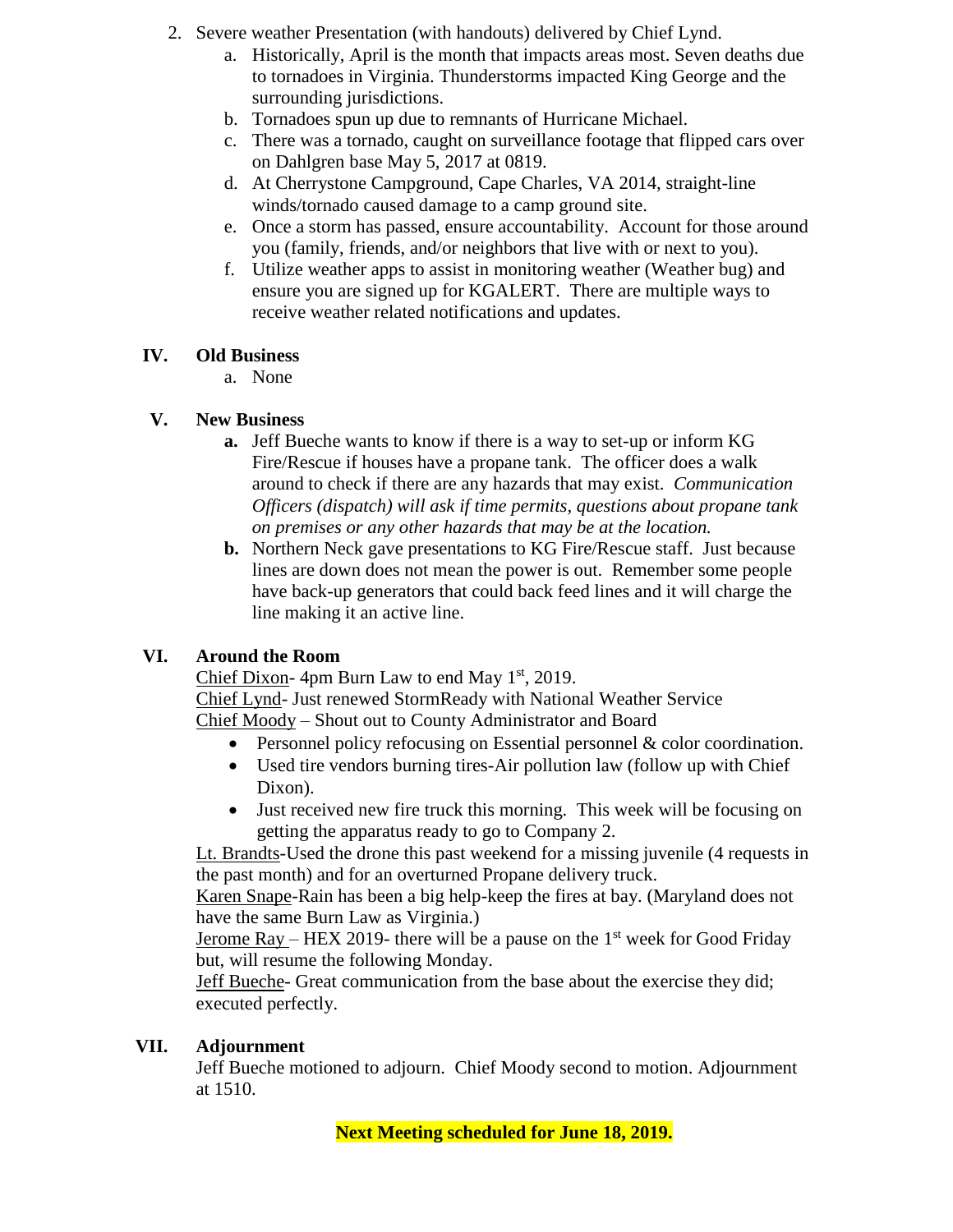2. Severe weather Presentation (with handouts) delivered by Chief Lynd.
    a. Historically, April is the month that impacts areas most. Seven deaths due to tornadoes in Virginia. Thunderstorms impacted King George and the surrounding jurisdictions.
    b. Tornadoes spun up due to remnants of Hurricane Michael.
    c. There was a tornado, caught on surveillance footage that flipped cars over on Dahlgren base May 5, 2017 at 0819.
    d. At Cherrystone Campground, Cape Charles, VA 2014, straight-line winds/tornado caused damage to a camp ground site.
    e. Once a storm has passed, ensure accountability. Account for those around you (family, friends, and/or neighbors that live with or next to you).
    f. Utilize weather apps to assist in monitoring weather (Weather bug) and ensure you are signed up for KGALERT. There are multiple ways to receive weather related notifications and updates.

## IV. Old Business

a. None

## V. New Business

**a.** Jeff Bueche wants to know if there is a way to set-up or inform KG Fire/Rescue if houses have a propane tank. The officer does a walk around to check if there are any hazards that may exist. *Communication Officers (dispatch) will ask if time permits, questions about propane tank on premises or any other hazards that may be at the location.*

**b.** Northern Neck gave presentations to KG Fire/Rescue staff. Just because lines are down does not mean the power is out. Remember some people have back-up generators that could back feed lines and it will charge the line making it an active line.

## VI. Around the Room

Chief Dixon- 4pm Burn Law to end May 1st, 2019.

Chief Lynd- Just renewed StormReady with National Weather Service

Chief Moody – Shout out to County Administrator and Board

- Personnel policy refocusing on Essential personnel & color coordination.
- Used tire vendors burning tires-Air pollution law (follow up with Chief Dixon).
- Just received new fire truck this morning. This week will be focusing on getting the apparatus ready to go to Company 2.

Lt. Brandts-Used the drone this past weekend for a missing juvenile (4 requests in the past month) and for an overturned Propane delivery truck.

Karen Snape-Rain has been a big help-keep the fires at bay. (Maryland does not have the same Burn Law as Virginia.)

Jerome Ray – HEX 2019- there will be a pause on the 1st week for Good Friday but, will resume the following Monday.

Jeff Bueche- Great communication from the base about the exercise they did; executed perfectly.

## VII. Adjournment

Jeff Bueche motioned to adjourn. Chief Moody second to motion. Adjournment at 1510.

**Next Meeting scheduled for June 18, 2019.**